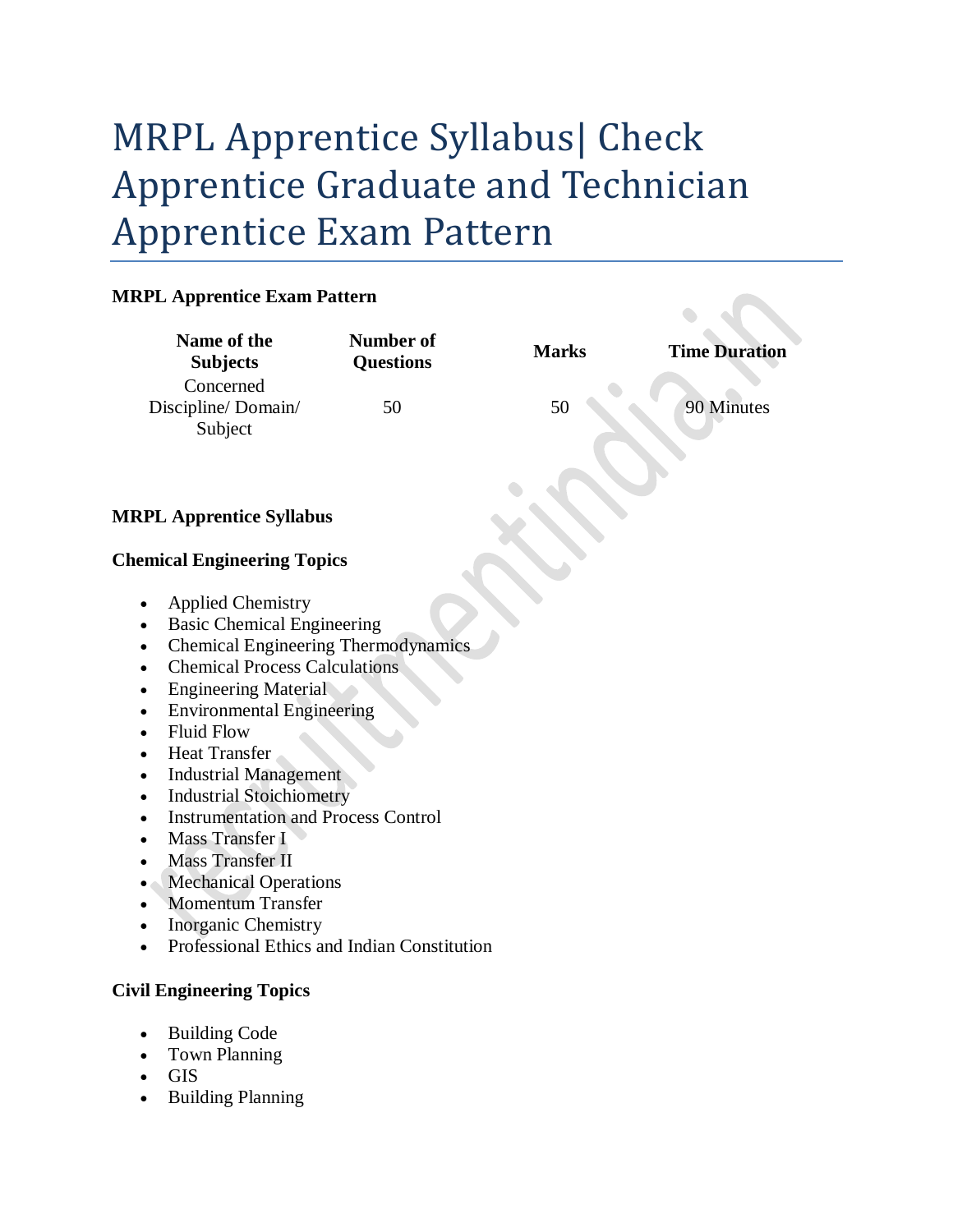# MRPL Apprentice Syllabus| Check Apprentice Graduate and Technician Apprentice Exam Pattern

**MRPL Apprentice Exam Pattern**

| Name of the Subjects | Number of Questions | Marks | Time Duration |
|---|---|---|---|
| Concerned Discipline/ Domain/ Subject | 50 | 50 | 90 Minutes |

**MRPL Apprentice Syllabus**

**Chemical Engineering Topics**

- Applied Chemistry
- Basic Chemical Engineering
- Chemical Engineering Thermodynamics
- Chemical Process Calculations
- Engineering Material
- Environmental Engineering
- Fluid Flow
- Heat Transfer
- Industrial Management
- Industrial Stoichiometry
- Instrumentation and Process Control
- Mass Transfer I
- Mass Transfer II
- Mechanical Operations
- Momentum Transfer
- Inorganic Chemistry
- Professional Ethics and Indian Constitution

**Civil Engineering Topics**

- Building Code
- Town Planning
- GIS
- Building Planning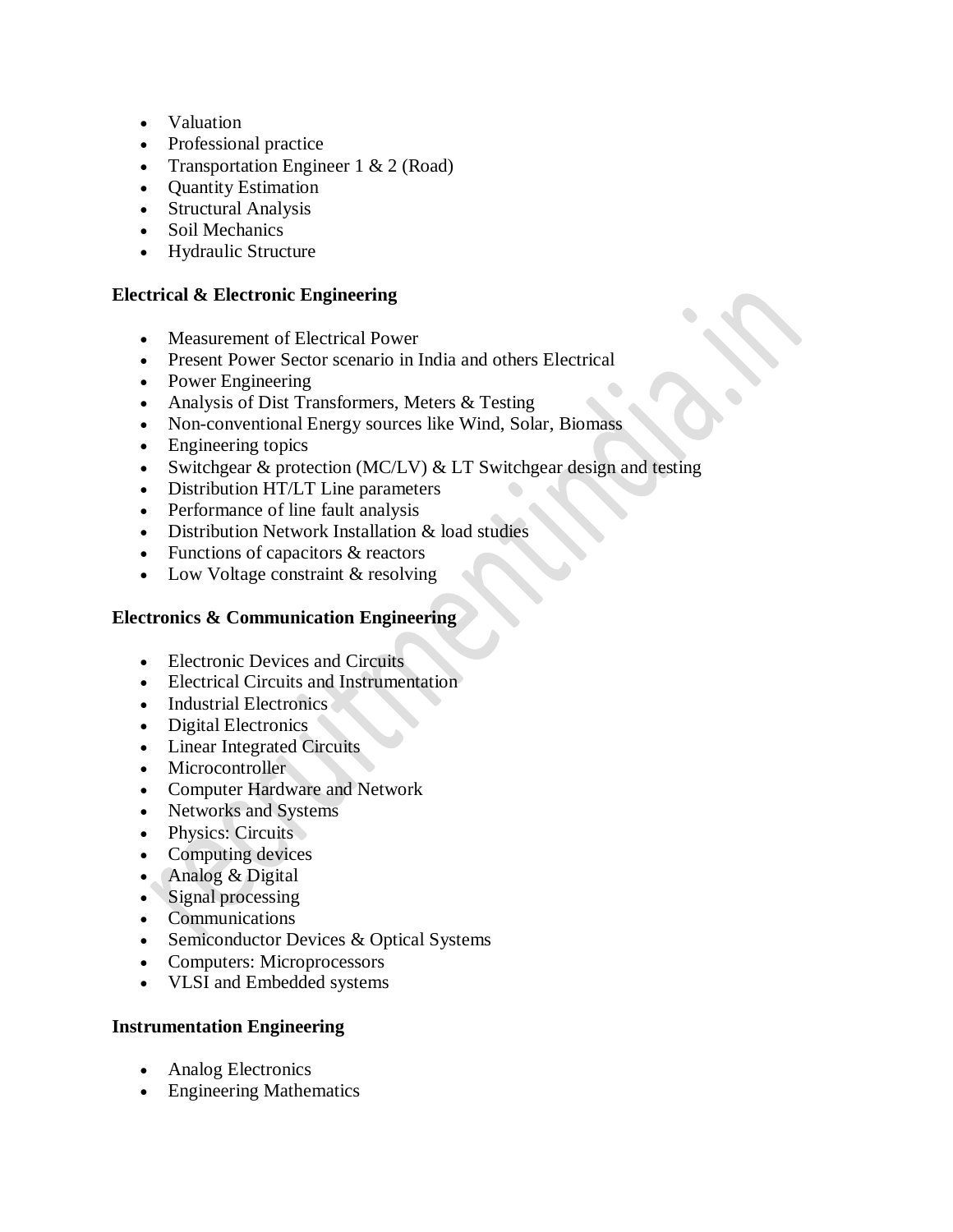- Valuation
- Professional practice
- Transportation Engineer 1 & 2 (Road)
- Quantity Estimation
- Structural Analysis
- Soil Mechanics
- Hydraulic Structure

**Electrical & Electronic Engineering**

- Measurement of Electrical Power
- Present Power Sector scenario in India and others Electrical
- Power Engineering
- Analysis of Dist Transformers, Meters & Testing
- Non-conventional Energy sources like Wind, Solar, Biomass
- Engineering topics
- Switchgear & protection (MC/LV) & LT Switchgear design and testing
- Distribution HT/LT Line parameters
- Performance of line fault analysis
- Distribution Network Installation & load studies
- Functions of capacitors & reactors
- Low Voltage constraint & resolving

**Electronics & Communication Engineering**

- Electronic Devices and Circuits
- Electrical Circuits and Instrumentation
- Industrial Electronics
- Digital Electronics
- Linear Integrated Circuits
- Microcontroller
- Computer Hardware and Network
- Networks and Systems
- Physics: Circuits
- Computing devices
- Analog & Digital
- Signal processing
- Communications
- Semiconductor Devices & Optical Systems
- Computers: Microprocessors
- VLSI and Embedded systems

**Instrumentation Engineering**

- Analog Electronics
- Engineering Mathematics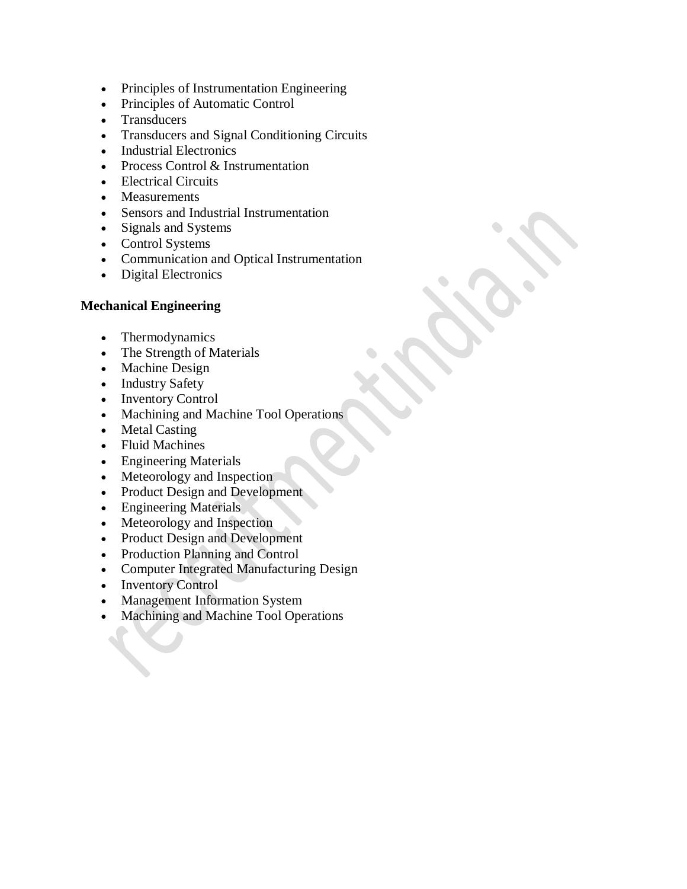- Principles of Instrumentation Engineering
- Principles of Automatic Control
- Transducers
- Transducers and Signal Conditioning Circuits
- Industrial Electronics
- Process Control & Instrumentation
- Electrical Circuits
- Measurements
- Sensors and Industrial Instrumentation
- Signals and Systems
- Control Systems
- Communication and Optical Instrumentation
- Digital Electronics

**Mechanical Engineering**

- Thermodynamics
- The Strength of Materials
- Machine Design
- Industry Safety
- Inventory Control
- Machining and Machine Tool Operations
- Metal Casting
- Fluid Machines
- Engineering Materials
- Meteorology and Inspection
- Product Design and Development
- Engineering Materials
- Meteorology and Inspection
- Product Design and Development
- Production Planning and Control
- Computer Integrated Manufacturing Design
- Inventory Control
- Management Information System
- Machining and Machine Tool Operations